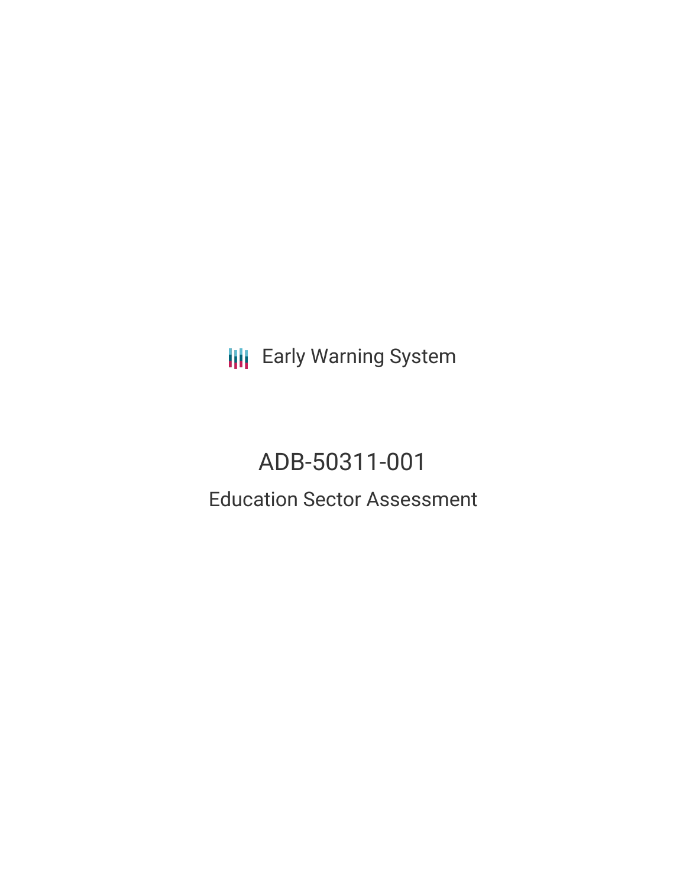Early Warning System

# ADB-50311-001

## Education Sector Assessment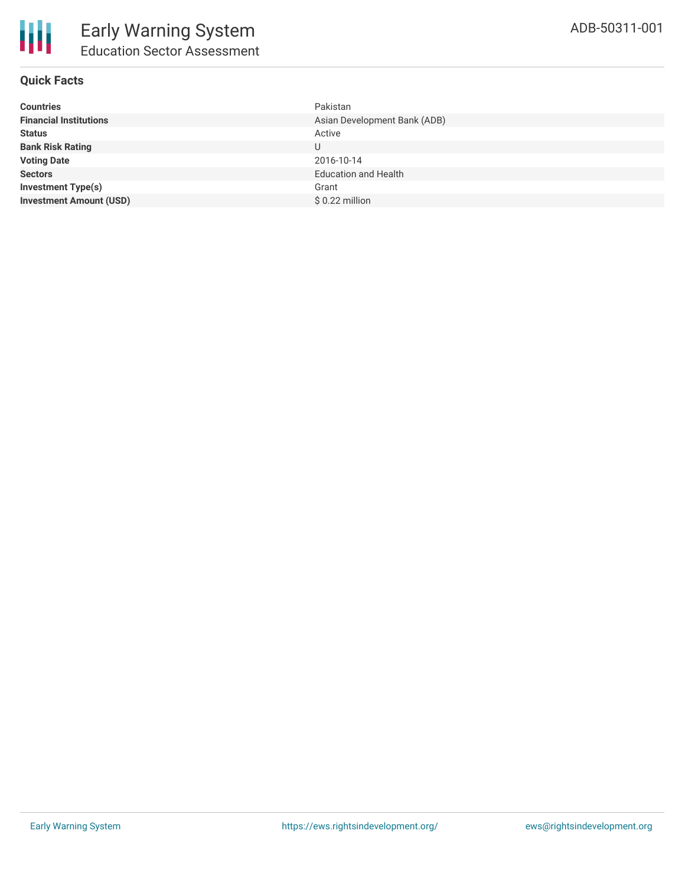## Quick Facts

| | |
|---|---|
| **Countries** | Pakistan |
| **Financial Institutions** | Asian Development Bank (ADB) |
| **Status** | Active |
| **Bank Risk Rating** | U |
| **Voting Date** | 2016-10-14 |
| **Sectors** | Education and Health |
| **Investment Type(s)** | Grant |
| **Investment Amount (USD)** | $ 0.22 million |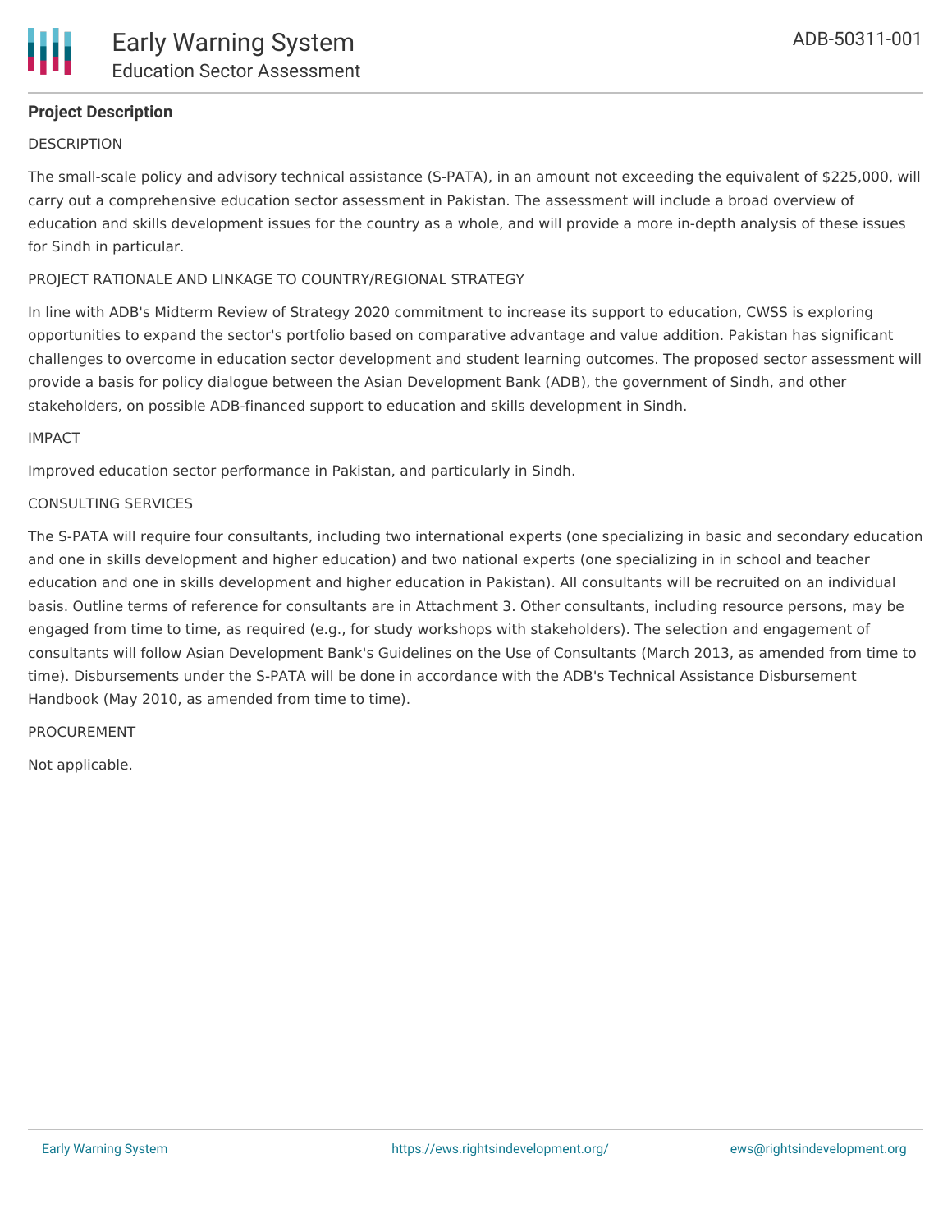## Project Description

DESCRIPTION

The small-scale policy and advisory technical assistance (S-PATA), in an amount not exceeding the equivalent of $225,000, will carry out a comprehensive education sector assessment in Pakistan. The assessment will include a broad overview of education and skills development issues for the country as a whole, and will provide a more in-depth analysis of these issues for Sindh in particular.

PROJECT RATIONALE AND LINKAGE TO COUNTRY/REGIONAL STRATEGY

In line with ADB's Midterm Review of Strategy 2020 commitment to increase its support to education, CWSS is exploring opportunities to expand the sector's portfolio based on comparative advantage and value addition. Pakistan has significant challenges to overcome in education sector development and student learning outcomes. The proposed sector assessment will provide a basis for policy dialogue between the Asian Development Bank (ADB), the government of Sindh, and other stakeholders, on possible ADB-financed support to education and skills development in Sindh.

IMPACT

Improved education sector performance in Pakistan, and particularly in Sindh.

CONSULTING SERVICES

The S-PATA will require four consultants, including two international experts (one specializing in basic and secondary education and one in skills development and higher education) and two national experts (one specializing in in school and teacher education and one in skills development and higher education in Pakistan). All consultants will be recruited on an individual basis. Outline terms of reference for consultants are in Attachment 3. Other consultants, including resource persons, may be engaged from time to time, as required (e.g., for study workshops with stakeholders). The selection and engagement of consultants will follow Asian Development Bank's Guidelines on the Use of Consultants (March 2013, as amended from time to time). Disbursements under the S-PATA will be done in accordance with the ADB's Technical Assistance Disbursement Handbook (May 2010, as amended from time to time).

PROCUREMENT

Not applicable.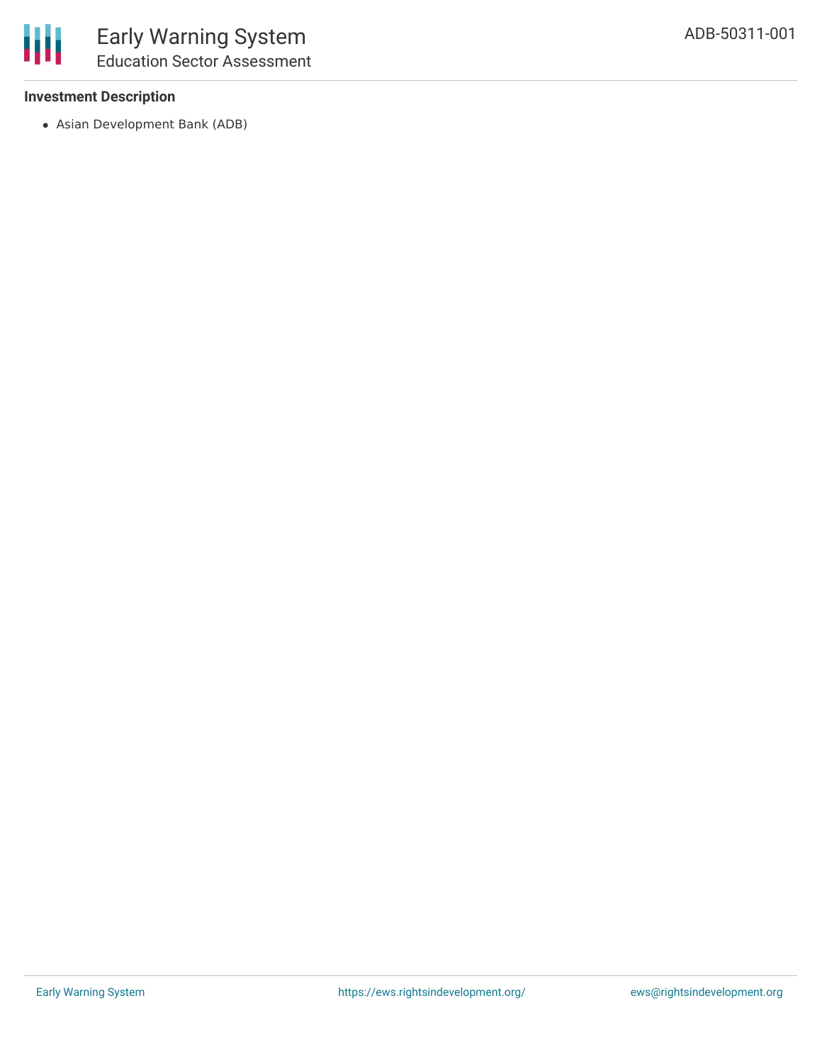# Early Warning System

## Education Sector Assessment

ADB-50311-001

### Investment Description

- Asian Development Bank (ADB)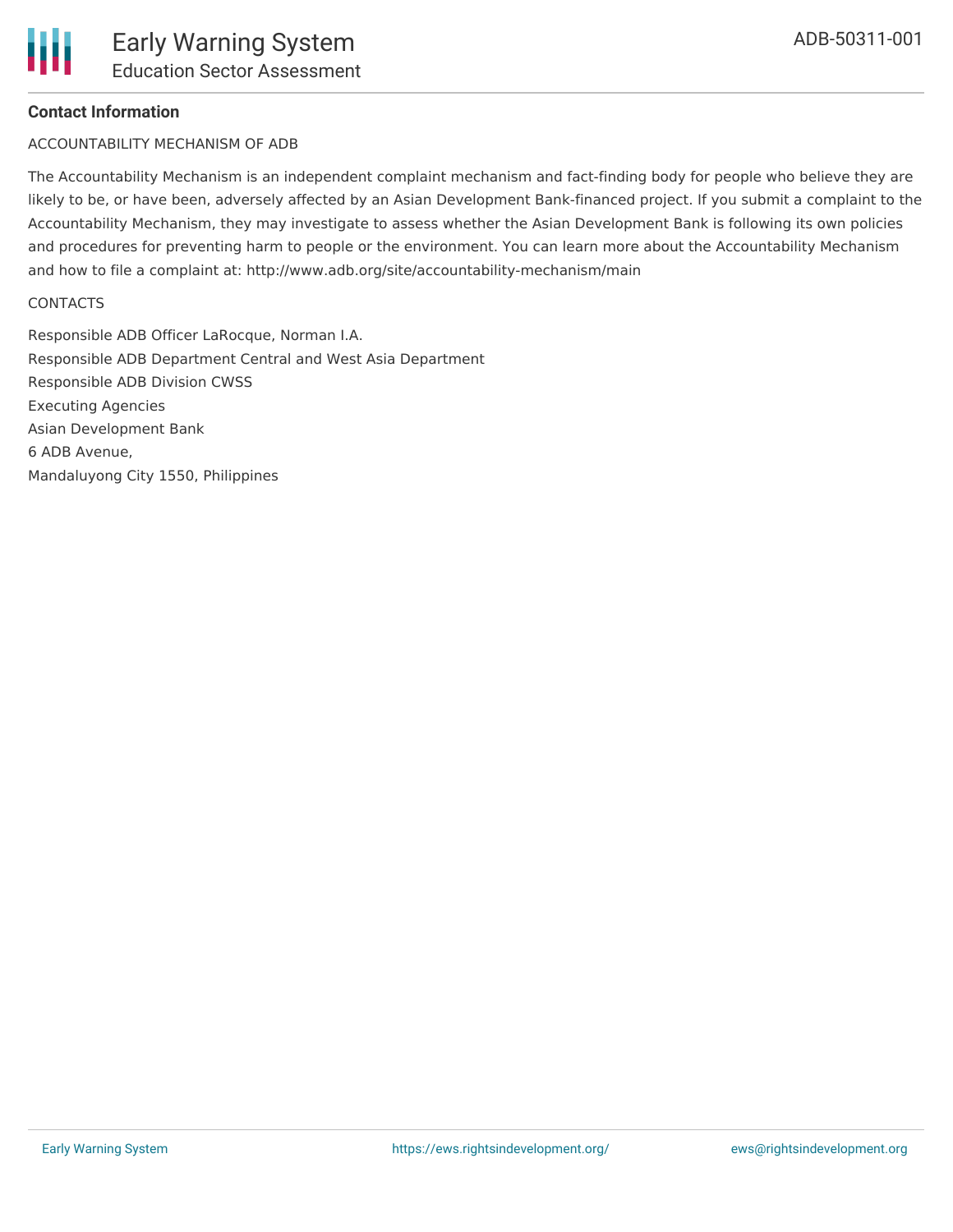**Contact Information**

ACCOUNTABILITY MECHANISM OF ADB

The Accountability Mechanism is an independent complaint mechanism and fact-finding body for people who believe they are likely to be, or have been, adversely affected by an Asian Development Bank-financed project. If you submit a complaint to the Accountability Mechanism, they may investigate to assess whether the Asian Development Bank is following its own policies and procedures for preventing harm to people or the environment. You can learn more about the Accountability Mechanism and how to file a complaint at: http://www.adb.org/site/accountability-mechanism/main

CONTACTS

Responsible ADB Officer LaRocque, Norman I.A.
Responsible ADB Department Central and West Asia Department
Responsible ADB Division CWSS
Executing Agencies
Asian Development Bank
6 ADB Avenue,
Mandaluyong City 1550, Philippines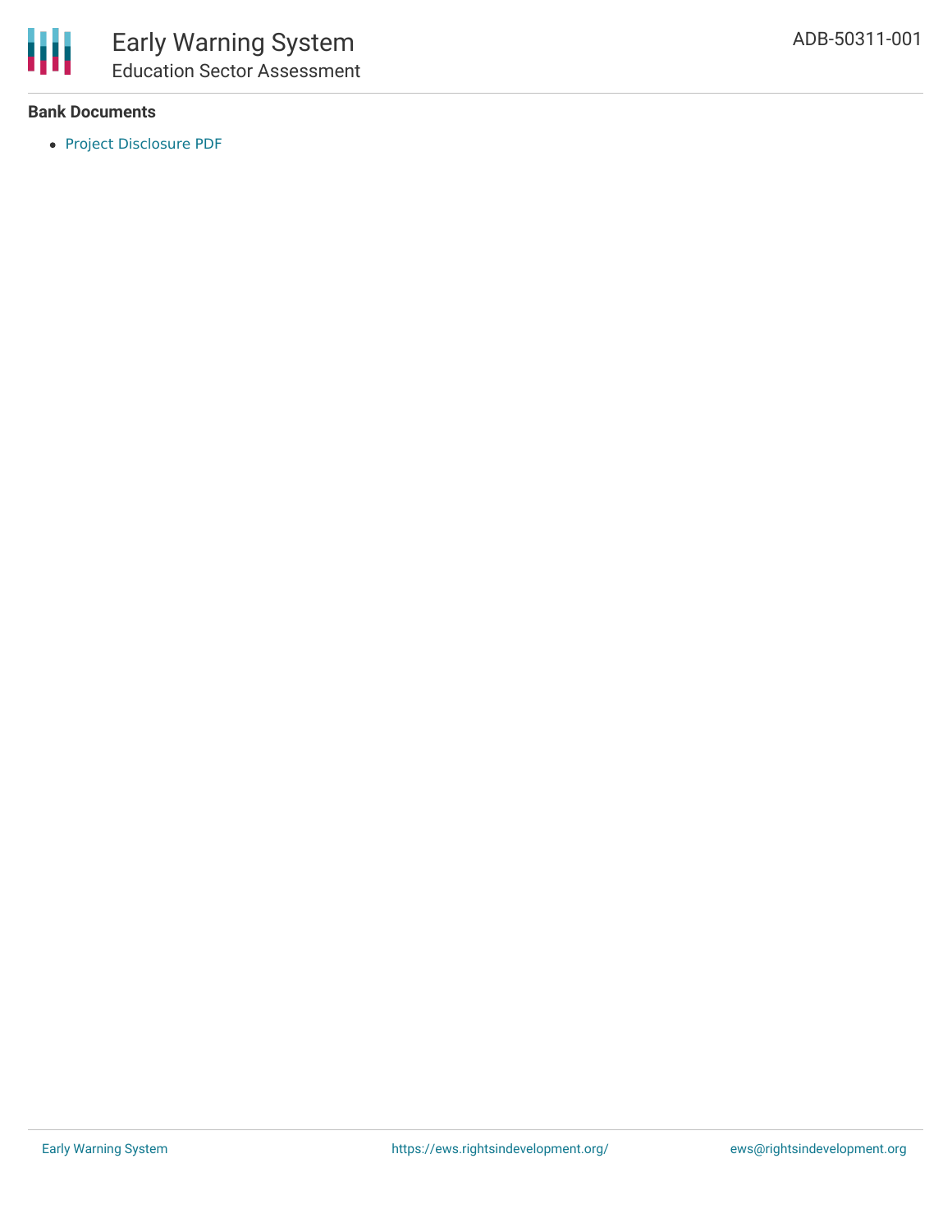**Bank Documents**

- Project Disclosure PDF